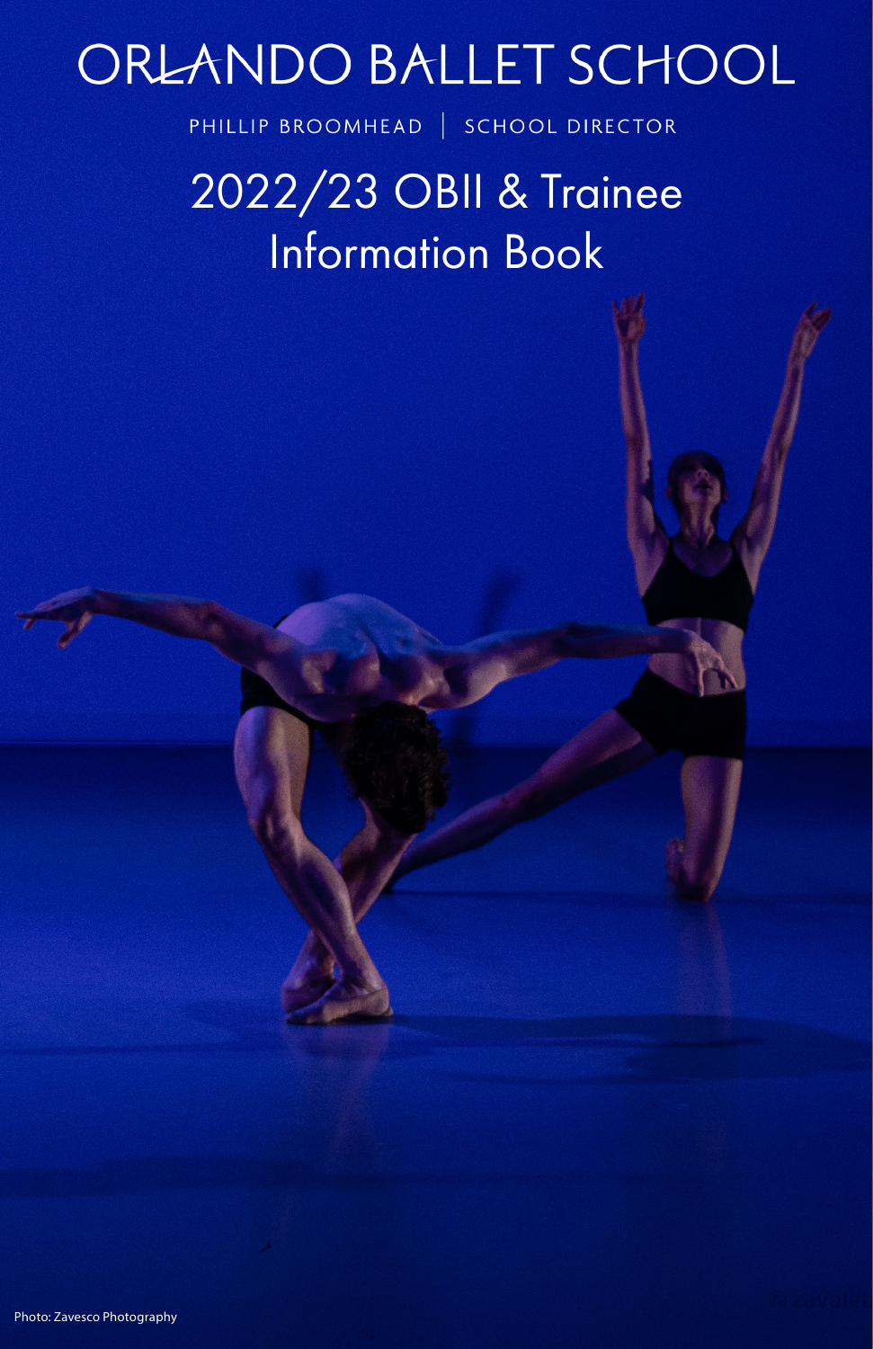# ORLANDO BALLET SCHOOL

PHILLIP BROOMHEAD | SCHOOL DIRECTOR

## 2022/23 OBII & Trainee Information Book

Photo: Zavesco Photography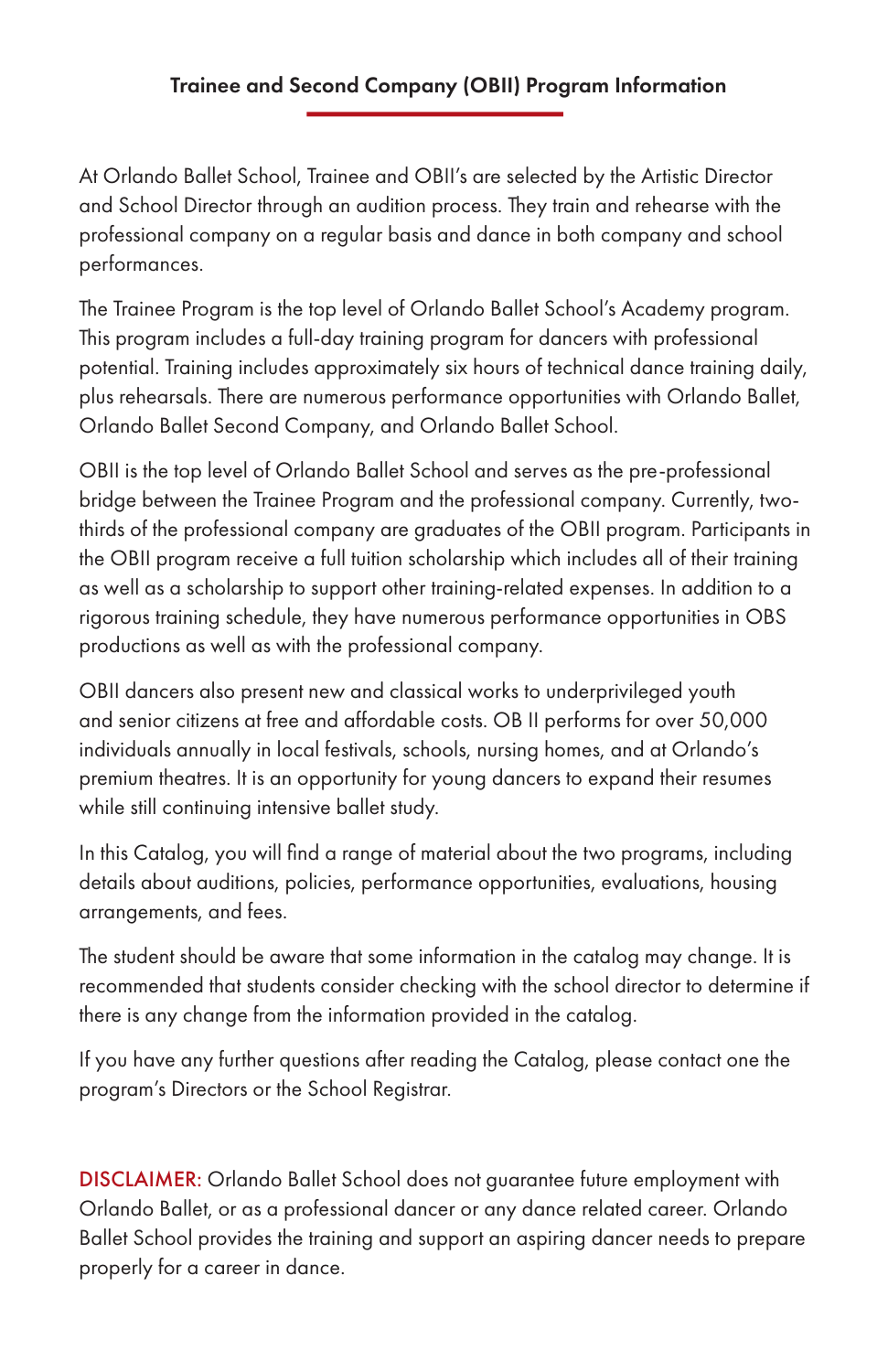## Trainee and Second Company (OBII) Program Information

At Orlando Ballet School, Trainee and OBII's are selected by the Artistic Director and School Director through an audition process. They train and rehearse with the professional company on a regular basis and dance in both company and school performances.

The Trainee Program is the top level of Orlando Ballet School's Academy program. This program includes a full-day training program for dancers with professional potential. Training includes approximately six hours of technical dance training daily, plus rehearsals. There are numerous performance opportunities with Orlando Ballet, Orlando Ballet Second Company, and Orlando Ballet School.

OBII is the top level of Orlando Ballet School and serves as the pre-professional bridge between the Trainee Program and the professional company. Currently, two-thirds of the professional company are graduates of the OBII program. Participants in the OBII program receive a full tuition scholarship which includes all of their training as well as a scholarship to support other training-related expenses. In addition to a rigorous training schedule, they have numerous performance opportunities in OBS productions as well as with the professional company.

OBII dancers also present new and classical works to underprivileged youth and senior citizens at free and affordable costs. OB II performs for over 50,000 individuals annually in local festivals, schools, nursing homes, and at Orlando's premium theatres. It is an opportunity for young dancers to expand their resumes while still continuing intensive ballet study.

In this Catalog, you will find a range of material about the two programs, including details about auditions, policies, performance opportunities, evaluations, housing arrangements, and fees.

The student should be aware that some information in the catalog may change. It is recommended that students consider checking with the school director to determine if there is any change from the information provided in the catalog.

If you have any further questions after reading the Catalog, please contact one the program's Directors or the School Registrar.

DISCLAIMER: Orlando Ballet School does not guarantee future employment with Orlando Ballet, or as a professional dancer or any dance related career. Orlando Ballet School provides the training and support an aspiring dancer needs to prepare properly for a career in dance.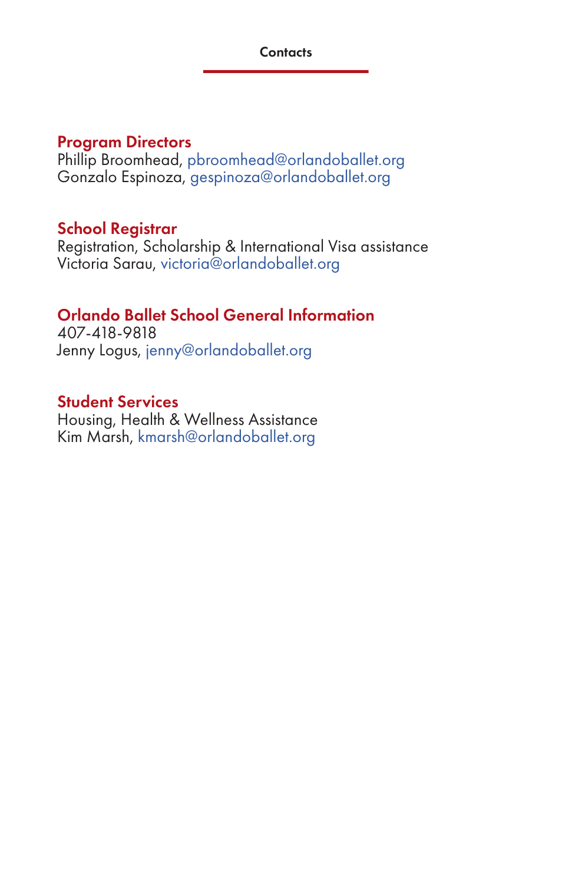# Contacts

## Program Directors

Phillip Broomhead, pbroomhead@orlandoballet.org
Gonzalo Espinoza, gespinoza@orlandoballet.org

## School Registrar

Registration, Scholarship & International Visa assistance
Victoria Sarau, victoria@orlandoballet.org

## Orlando Ballet School General Information

407-418-9818
Jenny Logus, jenny@orlandoballet.org

## Student Services

Housing, Health & Wellness Assistance
Kim Marsh, kmarsh@orlandoballet.org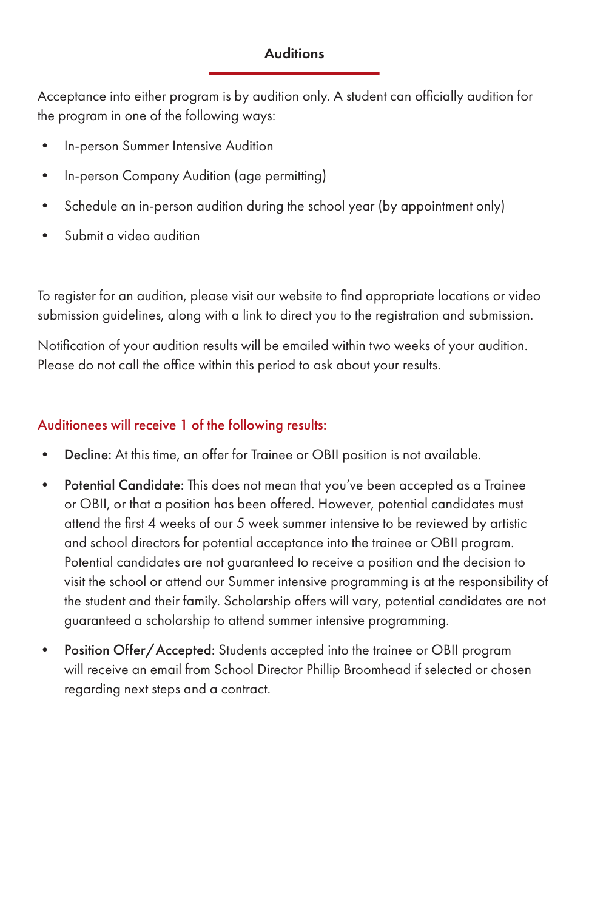## Auditions

Acceptance into either program is by audition only. A student can officially audition for the program in one of the following ways:

- In-person Summer Intensive Audition
- In-person Company Audition (age permitting)
- Schedule an in-person audition during the school year (by appointment only)
- Submit a video audition

To register for an audition, please visit our website to find appropriate locations or video submission guidelines, along with a link to direct you to the registration and submission.

Notification of your audition results will be emailed within two weeks of your audition. Please do not call the office within this period to ask about your results.

### Auditionees will receive 1 of the following results:

- **Decline:** At this time, an offer for Trainee or OBII position is not available.
- **Potential Candidate:** This does not mean that you've been accepted as a Trainee or OBII, or that a position has been offered. However, potential candidates must attend the first 4 weeks of our 5 week summer intensive to be reviewed by artistic and school directors for potential acceptance into the trainee or OBII program. Potential candidates are not guaranteed to receive a position and the decision to visit the school or attend our Summer intensive programming is at the responsibility of the student and their family. Scholarship offers will vary, potential candidates are not guaranteed a scholarship to attend summer intensive programming.
- **Position Offer/Accepted:** Students accepted into the trainee or OBII program will receive an email from School Director Phillip Broomhead if selected or chosen regarding next steps and a contract.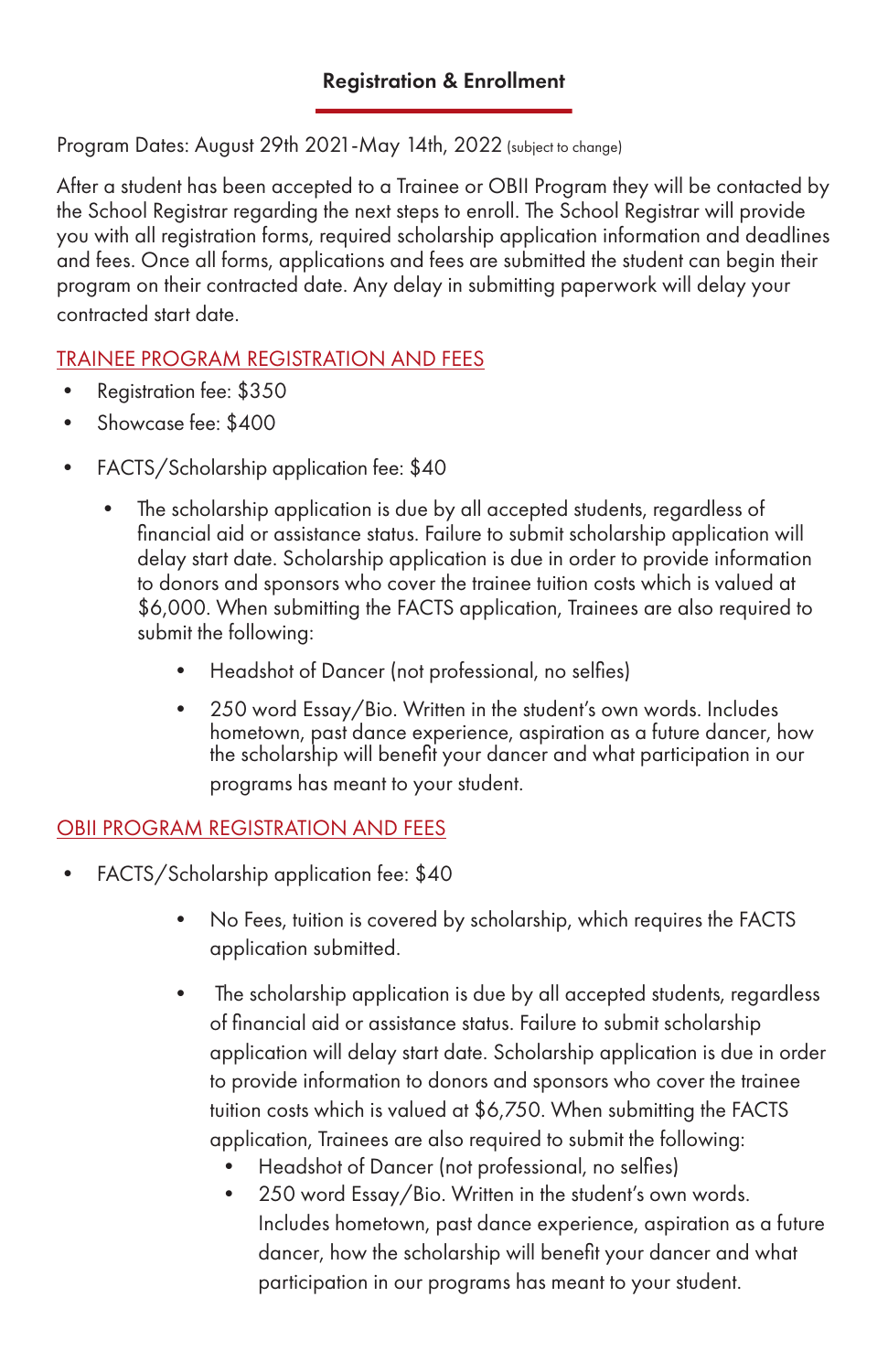## Registration & Enrollment

Program Dates: August 29th 2021-May 14th, 2022 (subject to change)

After a student has been accepted to a Trainee or OBII Program they will be contacted by the School Registrar regarding the next steps to enroll. The School Registrar will provide you with all registration forms, required scholarship application information and deadlines and fees. Once all forms, applications and fees are submitted the student can begin their program on their contracted date. Any delay in submitting paperwork will delay your contracted start date.

### TRAINEE PROGRAM REGISTRATION AND FEES

- Registration fee: $350
- Showcase fee: $400
- FACTS/Scholarship application fee: $40
    - The scholarship application is due by all accepted students, regardless of financial aid or assistance status. Failure to submit scholarship application will delay start date. Scholarship application is due in order to provide information to donors and sponsors who cover the trainee tuition costs which is valued at $6,000. When submitting the FACTS application, Trainees are also required to submit the following:
        - Headshot of Dancer (not professional, no selfies)
        - 250 word Essay/Bio. Written in the student's own words. Includes hometown, past dance experience, aspiration as a future dancer, how the scholarship will benefit your dancer and what participation in our programs has meant to your student.

### OBII PROGRAM REGISTRATION AND FEES

- FACTS/Scholarship application fee: $40
    - No Fees, tuition is covered by scholarship, which requires the FACTS application submitted.
    - The scholarship application is due by all accepted students, regardless of financial aid or assistance status. Failure to submit scholarship application will delay start date. Scholarship application is due in order to provide information to donors and sponsors who cover the trainee tuition costs which is valued at $6,750. When submitting the FACTS application, Trainees are also required to submit the following:
        - Headshot of Dancer (not professional, no selfies)
        - 250 word Essay/Bio. Written in the student's own words. Includes hometown, past dance experience, aspiration as a future dancer, how the scholarship will benefit your dancer and what participation in our programs has meant to your student.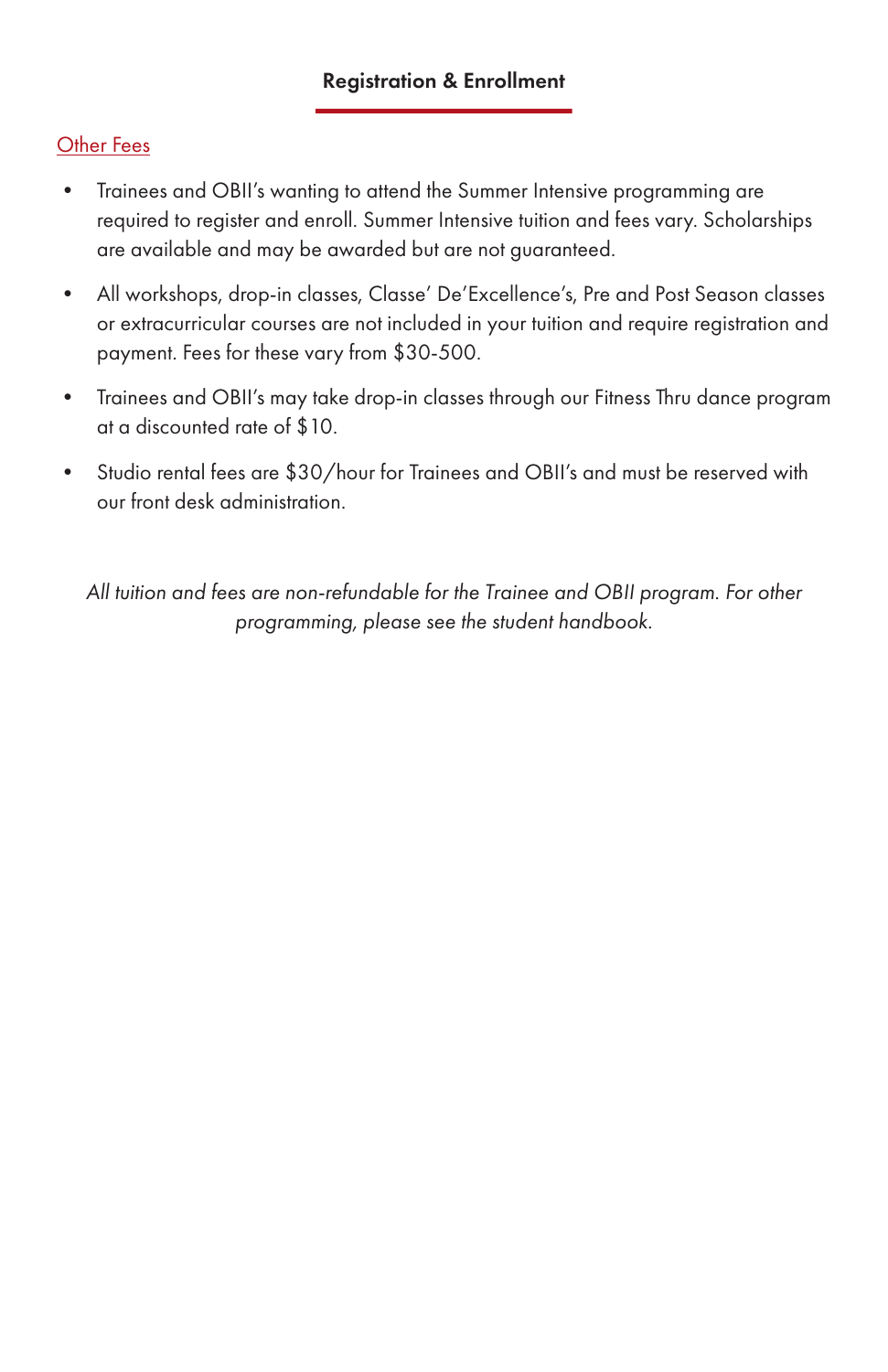## Registration & Enrollment

### Other Fees

- Trainees and OBII's wanting to attend the Summer Intensive programming are required to register and enroll. Summer Intensive tuition and fees vary. Scholarships are available and may be awarded but are not guaranteed.
- All workshops, drop-in classes, Classe' De'Excellence's, Pre and Post Season classes or extracurricular courses are not included in your tuition and require registration and payment. Fees for these vary from $30-500.
- Trainees and OBII's may take drop-in classes through our Fitness Thru dance program at a discounted rate of $10.
- Studio rental fees are $30/hour for Trainees and OBII's and must be reserved with our front desk administration.

*All tuition and fees are non-refundable for the Trainee and OBII program. For other programming, please see the student handbook.*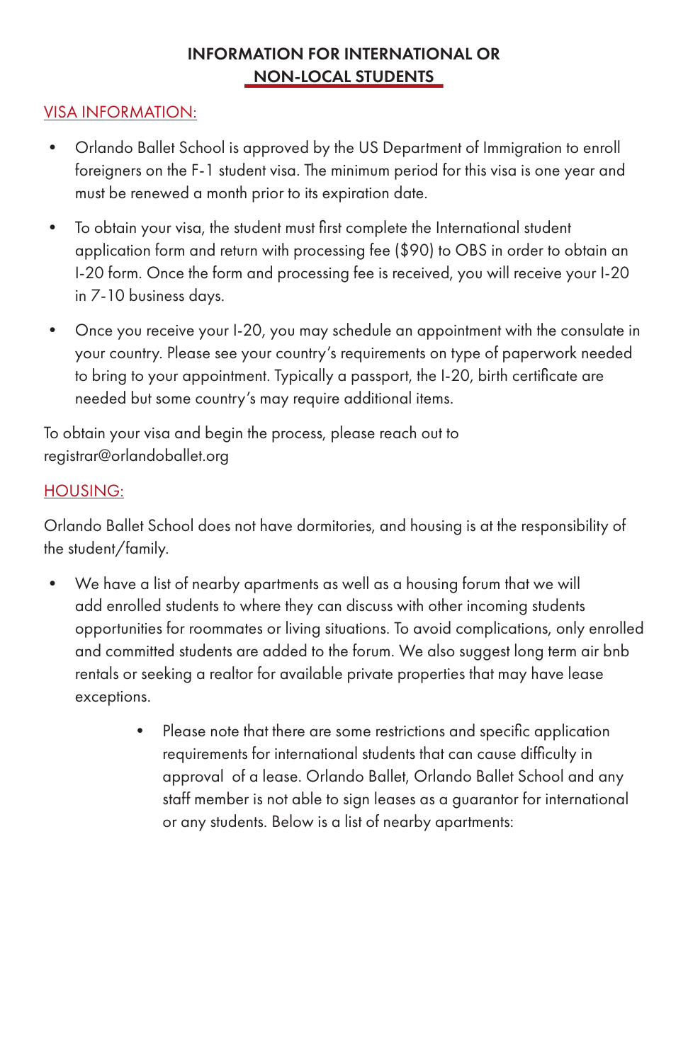# INFORMATION FOR INTERNATIONAL OR NON-LOCAL STUDENTS

## VISA INFORMATION:

- Orlando Ballet School is approved by the US Department of Immigration to enroll foreigners on the F-1 student visa. The minimum period for this visa is one year and must be renewed a month prior to its expiration date.
- To obtain your visa, the student must first complete the International student application form and return with processing fee ($90) to OBS in order to obtain an I-20 form. Once the form and processing fee is received, you will receive your I-20 in 7-10 business days.
- Once you receive your I-20, you may schedule an appointment with the consulate in your country. Please see your country's requirements on type of paperwork needed to bring to your appointment. Typically a passport, the I-20, birth certificate are needed but some country's may require additional items.

To obtain your visa and begin the process, please reach out to registrar@orlandoballet.org

## HOUSING:

Orlando Ballet School does not have dormitories, and housing is at the responsibility of the student/family.

- We have a list of nearby apartments as well as a housing forum that we will add enrolled students to where they can discuss with other incoming students opportunities for roommates or living situations. To avoid complications, only enrolled and committed students are added to the forum. We also suggest long term air bnb rentals or seeking a realtor for available private properties that may have lease exceptions.
    - Please note that there are some restrictions and specific application requirements for international students that can cause difficulty in approval of a lease. Orlando Ballet, Orlando Ballet School and any staff member is not able to sign leases as a guarantor for international or any students. Below is a list of nearby apartments: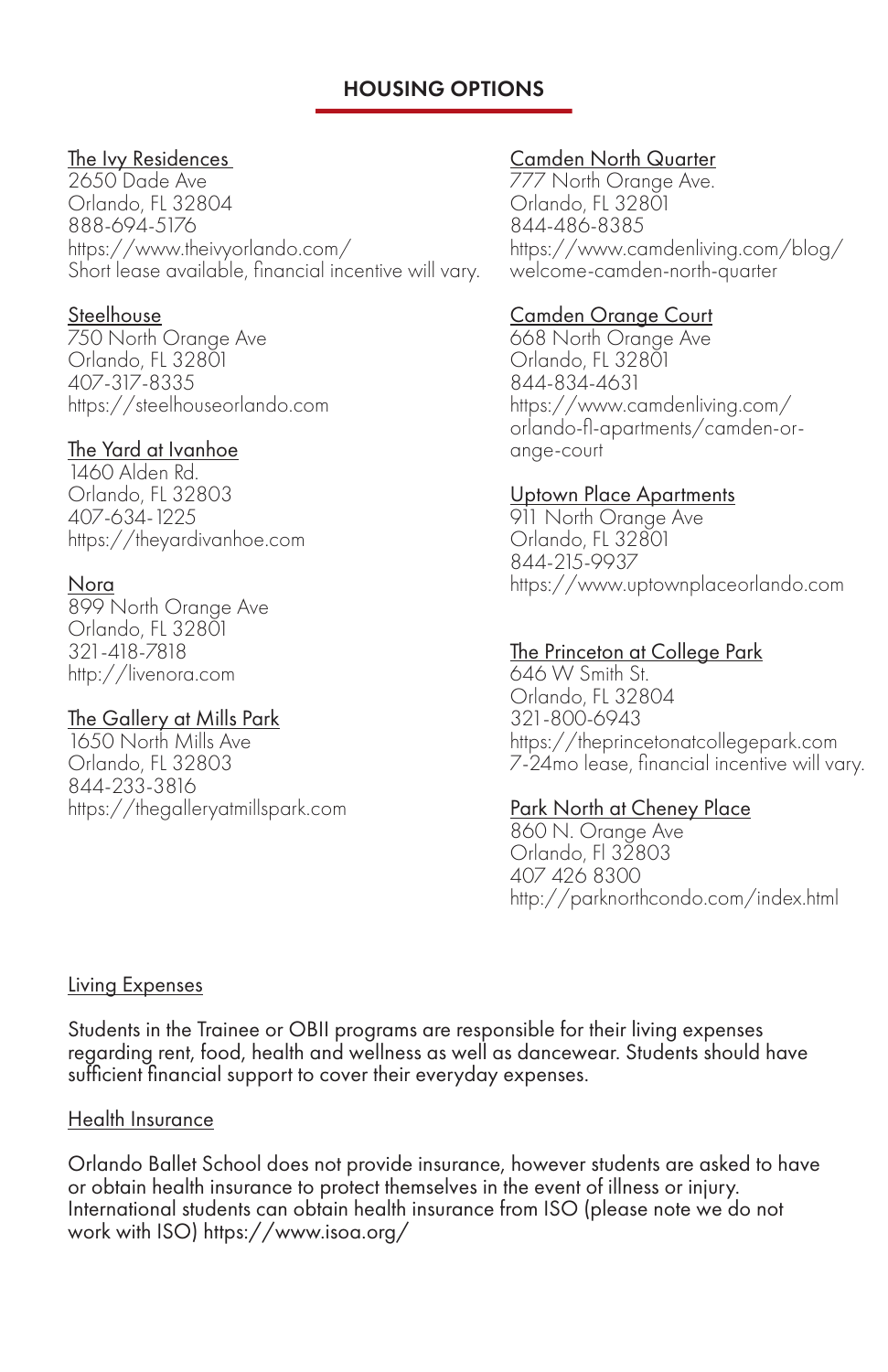## HOUSING OPTIONS

**The Ivy Residences**
2650 Dade Ave
Orlando, FL 32804
888-694-5176
https://www.theivyorlando.com/
Short lease available, financial incentive will vary.

**Steelhouse**
750 North Orange Ave
Orlando, FL 32801
407-317-8335
https://steelhouseorlando.com

**The Yard at Ivanhoe**
1460 Alden Rd.
Orlando, FL 32803
407-634-1225
https://theyardivanhoe.com

**Nora**
899 North Orange Ave
Orlando, FL 32801
321-418-7818
http://livenora.com

**The Gallery at Mills Park**
1650 North Mills Ave
Orlando, FL 32803
844-233-3816
https://thegalleryatmillspark.com

**Camden North Quarter**
777 North Orange Ave.
Orlando, FL 32801
844-486-8385
https://www.camdenliving.com/blog/welcome-camden-north-quarter

**Camden Orange Court**
668 North Orange Ave
Orlando, FL 32801
844-834-4631
https://www.camdenliving.com/orlando-fl-apartments/camden-orange-court

**Uptown Place Apartments**
911 North Orange Ave
Orlando, FL 32801
844-215-9937
https://www.uptownplaceorlando.com

**The Princeton at College Park**
646 W Smith St.
Orlando, FL 32804
321-800-6943
https://theprincetonatcollegepark.com
7-24mo lease, financial incentive will vary.

**Park North at Cheney Place**
860 N. Orange Ave
Orlando, Fl 32803
407 426 8300
http://parknorthcondo.com/index.html

### Living Expenses

Students in the Trainee or OBII programs are responsible for their living expenses regarding rent, food, health and wellness as well as dancewear. Students should have sufficient financial support to cover their everyday expenses.

### Health Insurance

Orlando Ballet School does not provide insurance, however students are asked to have or obtain health insurance to protect themselves in the event of illness or injury. International students can obtain health insurance from ISO (please note we do not work with ISO) https://www.isoa.org/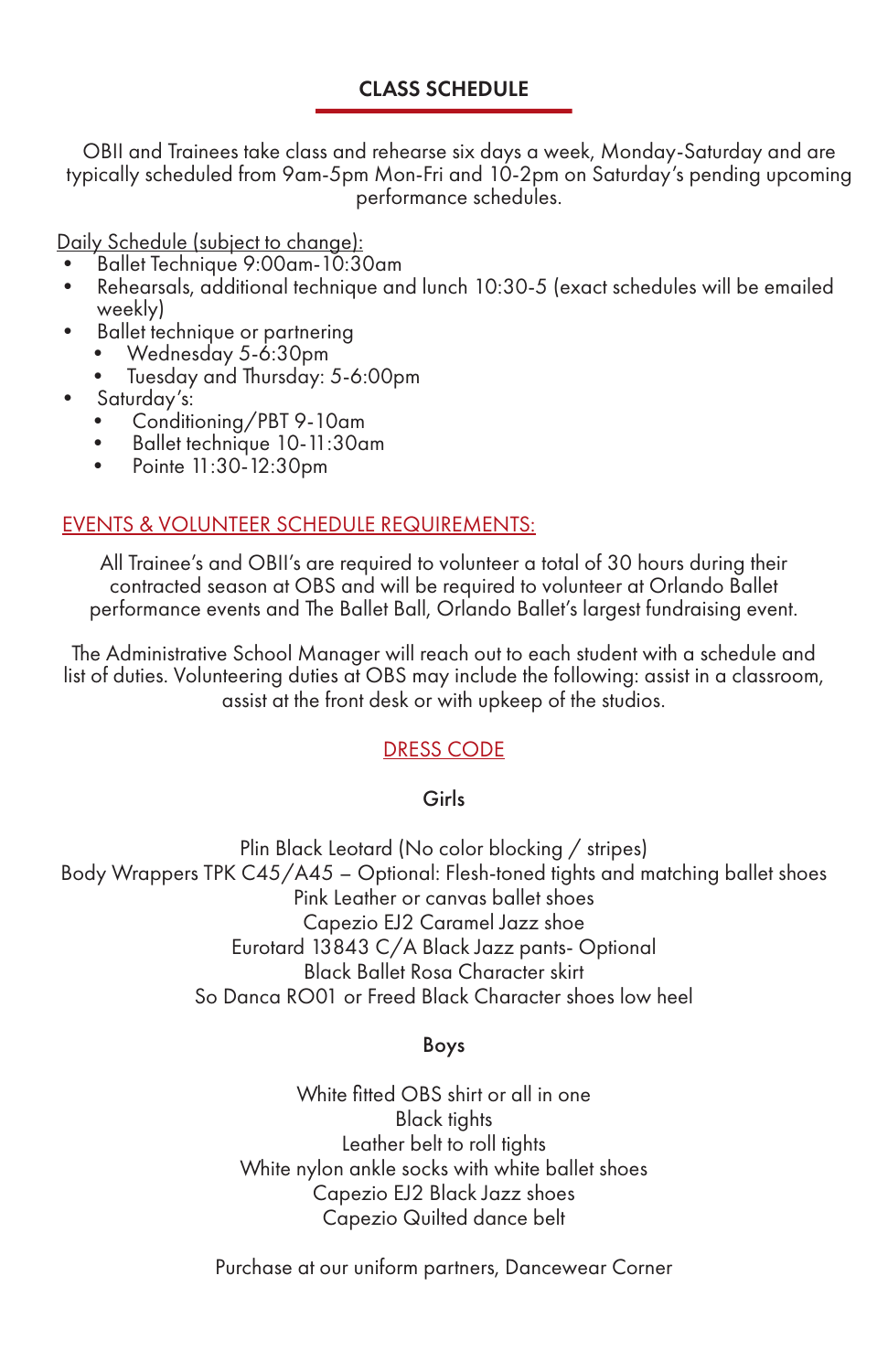## CLASS SCHEDULE

OBII and Trainees take class and rehearse six days a week, Monday-Saturday and are typically scheduled from 9am-5pm Mon-Fri and 10-2pm on Saturday's pending upcoming performance schedules.

Daily Schedule (subject to change):

- Ballet Technique 9:00am-10:30am
- Rehearsals, additional technique and lunch 10:30-5 (exact schedules will be emailed weekly)
- Ballet technique or partnering
  - Wednesday 5-6:30pm
  - Tuesday and Thursday: 5-6:00pm
- Saturday's:
  - Conditioning/PBT 9-10am
  - Ballet technique 10-11:30am
  - Pointe 11:30-12:30pm

## EVENTS & VOLUNTEER SCHEDULE REQUIREMENTS:

All Trainee's and OBII's are required to volunteer a total of 30 hours during their contracted season at OBS and will be required to volunteer at Orlando Ballet performance events and The Ballet Ball, Orlando Ballet's largest fundraising event.

The Administrative School Manager will reach out to each student with a schedule and list of duties. Volunteering duties at OBS may include the following: assist in a classroom, assist at the front desk or with upkeep of the studios.

## DRESS CODE

### Girls

Plin Black Leotard (No color blocking / stripes)
Body Wrappers TPK C45/A45 – Optional: Flesh-toned tights and matching ballet shoes
Pink Leather or canvas ballet shoes
Capezio EJ2 Caramel Jazz shoe
Eurotard 13843 C/A Black Jazz pants- Optional
Black Ballet Rosa Character skirt
So Danca RO01 or Freed Black Character shoes low heel

### Boys

White fitted OBS shirt or all in one
Black tights
Leather belt to roll tights
White nylon ankle socks with white ballet shoes
Capezio EJ2 Black Jazz shoes
Capezio Quilted dance belt

Purchase at our uniform partners, Dancewear Corner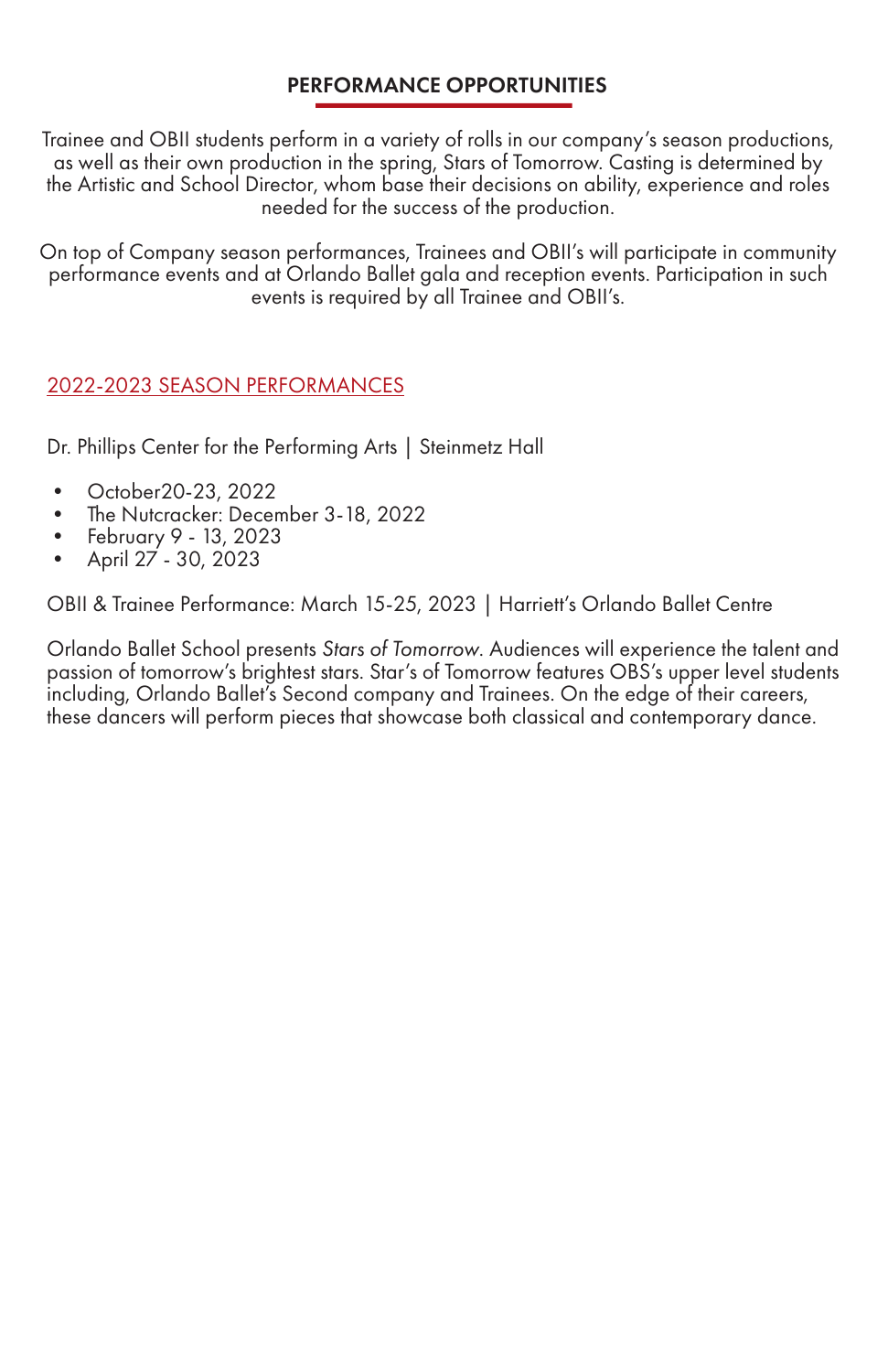## PERFORMANCE OPPORTUNITIES

Trainee and OBII students perform in a variety of rolls in our company's season productions, as well as their own production in the spring, Stars of Tomorrow. Casting is determined by the Artistic and School Director, whom base their decisions on ability, experience and roles needed for the success of the production.

On top of Company season performances, Trainees and OBII's will participate in community performance events and at Orlando Ballet gala and reception events. Participation in such events is required by all Trainee and OBII's.

### 2022-2023 SEASON PERFORMANCES

Dr. Phillips Center for the Performing Arts | Steinmetz Hall

- October20-23, 2022
- The Nutcracker: December 3-18, 2022
- February 9 - 13, 2023
- April 27 - 30, 2023

OBII & Trainee Performance: March 15-25, 2023 | Harriett's Orlando Ballet Centre

Orlando Ballet School presents *Stars of Tomorrow*. Audiences will experience the talent and passion of tomorrow's brightest stars. Star's of Tomorrow features OBS's upper level students including, Orlando Ballet's Second company and Trainees. On the edge of their careers, these dancers will perform pieces that showcase both classical and contemporary dance.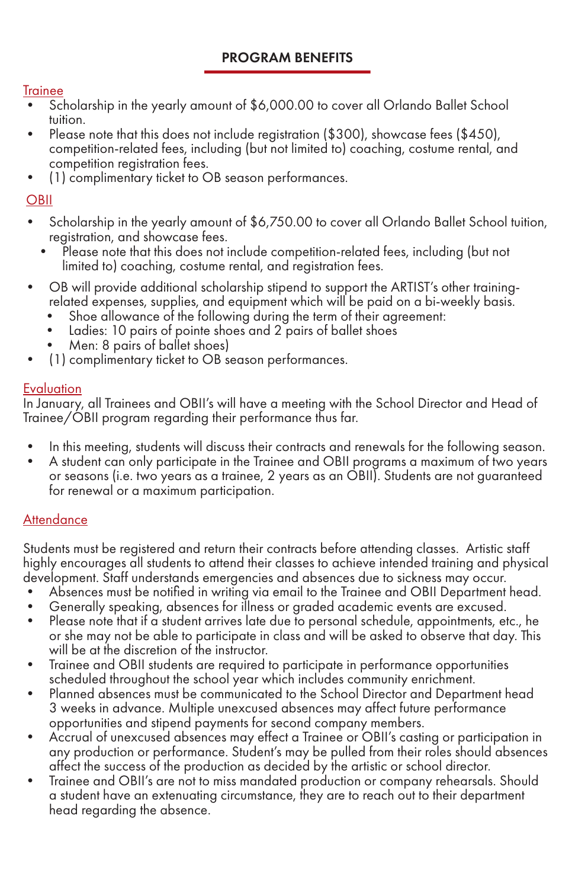## PROGRAM BENEFITS

Trainee

- Scholarship in the yearly amount of $6,000.00 to cover all Orlando Ballet School tuition.
- Please note that this does not include registration ($300), showcase fees ($450), competition-related fees, including (but not limited to) coaching, costume rental, and competition registration fees.
- (1) complimentary ticket to OB season performances.

OBII

- Scholarship in the yearly amount of $6,750.00 to cover all Orlando Ballet School tuition, registration, and showcase fees.
  - Please note that this does not include competition-related fees, including (but not limited to) coaching, costume rental, and registration fees.
- OB will provide additional scholarship stipend to support the ARTIST's other training-related expenses, supplies, and equipment which will be paid on a bi-weekly basis.
  - Shoe allowance of the following during the term of their agreement:
  - Ladies: 10 pairs of pointe shoes and 2 pairs of ballet shoes
  - Men: 8 pairs of ballet shoes)
- (1) complimentary ticket to OB season performances.

Evaluation

In January, all Trainees and OBII's will have a meeting with the School Director and Head of Trainee/OBII program regarding their performance thus far.

- In this meeting, students will discuss their contracts and renewals for the following season.
- A student can only participate in the Trainee and OBII programs a maximum of two years or seasons (i.e. two years as a trainee, 2 years as an OBII). Students are not guaranteed for renewal or a maximum participation.

Attendance

Students must be registered and return their contracts before attending classes. Artistic staff highly encourages all students to attend their classes to achieve intended training and physical development. Staff understands emergencies and absences due to sickness may occur.

- Absences must be notified in writing via email to the Trainee and OBII Department head.
- Generally speaking, absences for illness or graded academic events are excused.
- Please note that if a student arrives late due to personal schedule, appointments, etc., he or she may not be able to participate in class and will be asked to observe that day. This will be at the discretion of the instructor.
- Trainee and OBII students are required to participate in performance opportunities scheduled throughout the school year which includes community enrichment.
- Planned absences must be communicated to the School Director and Department head 3 weeks in advance. Multiple unexcused absences may affect future performance opportunities and stipend payments for second company members.
- Accrual of unexcused absences may effect a Trainee or OBII's casting or participation in any production or performance. Student's may be pulled from their roles should absences affect the success of the production as decided by the artistic or school director.
- Trainee and OBII's are not to miss mandated production or company rehearsals. Should a student have an extenuating circumstance, they are to reach out to their department head regarding the absence.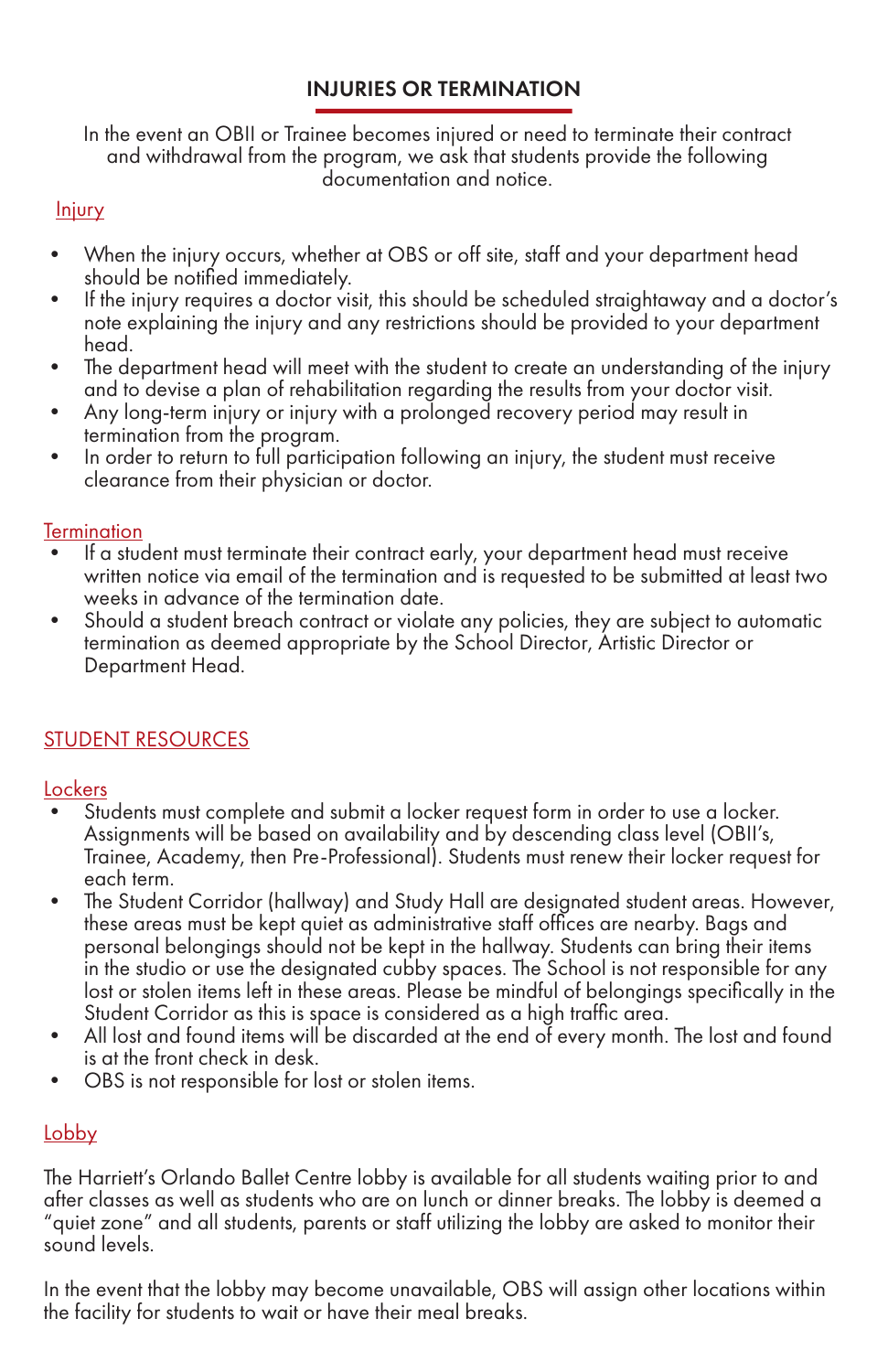## INJURIES OR TERMINATION

In the event an OBII or Trainee becomes injured or need to terminate their contract and withdrawal from the program, we ask that students provide the following documentation and notice.

### Injury

- When the injury occurs, whether at OBS or off site, staff and your department head should be notified immediately.
- If the injury requires a doctor visit, this should be scheduled straightaway and a doctor's note explaining the injury and any restrictions should be provided to your department head.
- The department head will meet with the student to create an understanding of the injury and to devise a plan of rehabilitation regarding the results from your doctor visit.
- Any long-term injury or injury with a prolonged recovery period may result in termination from the program.
- In order to return to full participation following an injury, the student must receive clearance from their physician or doctor.

### Termination

- If a student must terminate their contract early, your department head must receive written notice via email of the termination and is requested to be submitted at least two weeks in advance of the termination date.
- Should a student breach contract or violate any policies, they are subject to automatic termination as deemed appropriate by the School Director, Artistic Director or Department Head.

## STUDENT RESOURCES

### Lockers

- Students must complete and submit a locker request form in order to use a locker. Assignments will be based on availability and by descending class level (OBII's, Trainee, Academy, then Pre-Professional). Students must renew their locker request for each term.
- The Student Corridor (hallway) and Study Hall are designated student areas. However, these areas must be kept quiet as administrative staff offices are nearby. Bags and personal belongings should not be kept in the hallway. Students can bring their items in the studio or use the designated cubby spaces. The School is not responsible for any lost or stolen items left in these areas. Please be mindful of belongings specifically in the Student Corridor as this is space is considered as a high traffic area.
- All lost and found items will be discarded at the end of every month. The lost and found is at the front check in desk.
- OBS is not responsible for lost or stolen items.

### Lobby

The Harriett's Orlando Ballet Centre lobby is available for all students waiting prior to and after classes as well as students who are on lunch or dinner breaks. The lobby is deemed a "quiet zone" and all students, parents or staff utilizing the lobby are asked to monitor their sound levels.

In the event that the lobby may become unavailable, OBS will assign other locations within the facility for students to wait or have their meal breaks.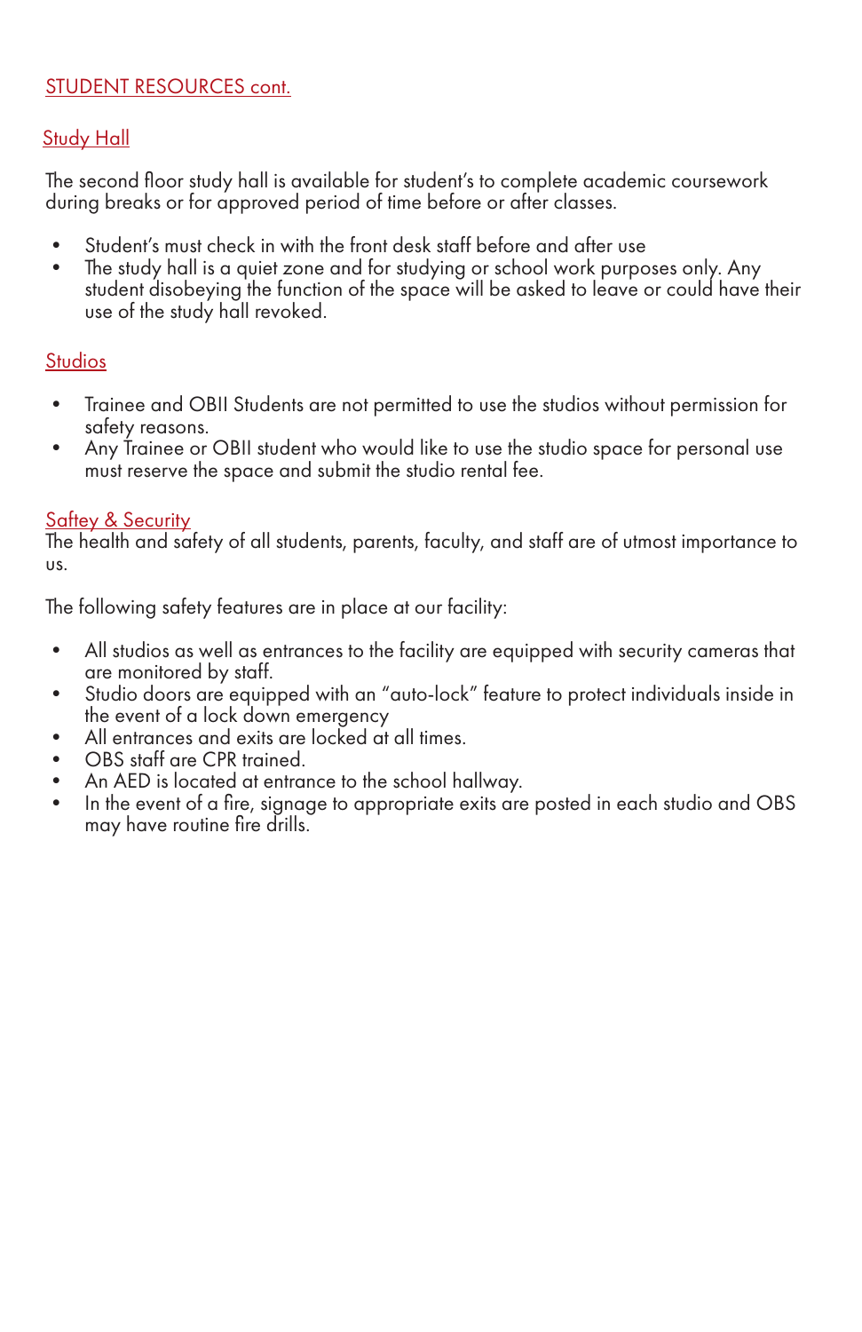## STUDENT RESOURCES cont.

### Study Hall

The second floor study hall is available for student's to complete academic coursework during breaks or for approved period of time before or after classes.

- Student's must check in with the front desk staff before and after use
- The study hall is a quiet zone and for studying or school work purposes only. Any student disobeying the function of the space will be asked to leave or could have their use of the study hall revoked.

### Studios

- Trainee and OBII Students are not permitted to use the studios without permission for safety reasons.
- Any Trainee or OBII student who would like to use the studio space for personal use must reserve the space and submit the studio rental fee.

### Saftey & Security

The health and safety of all students, parents, faculty, and staff are of utmost importance to us.

The following safety features are in place at our facility:

- All studios as well as entrances to the facility are equipped with security cameras that are monitored by staff.
- Studio doors are equipped with an "auto-lock" feature to protect individuals inside in the event of a lock down emergency
- All entrances and exits are locked at all times.
- OBS staff are CPR trained.
- An AED is located at entrance to the school hallway.
- In the event of a fire, signage to appropriate exits are posted in each studio and OBS may have routine fire drills.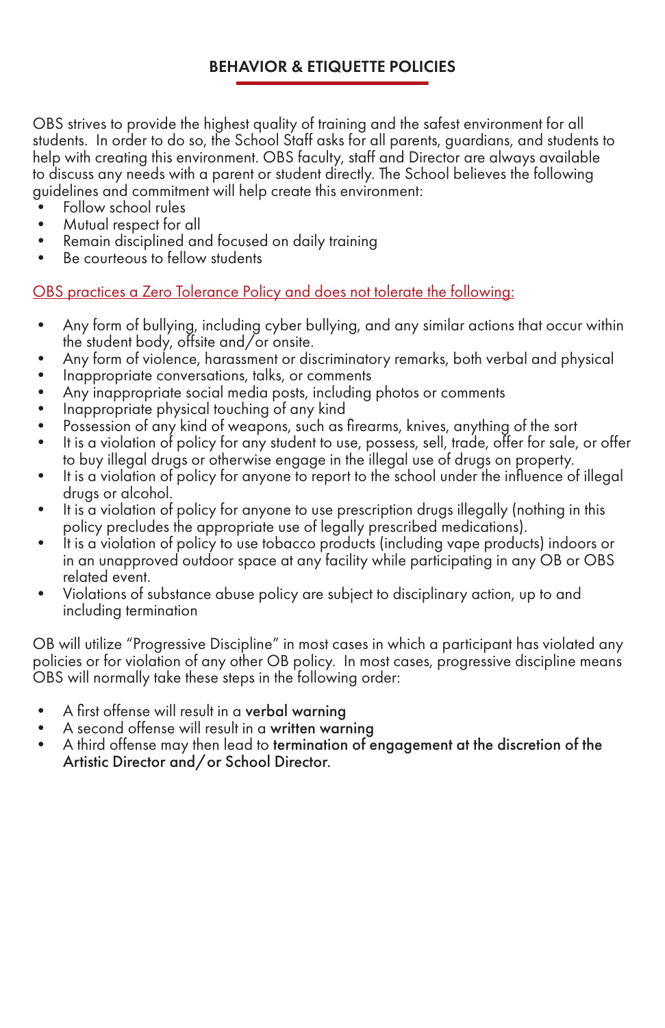## BEHAVIOR & ETIQUETTE POLICIES

OBS strives to provide the highest quality of training and the safest environment for all students. In order to do so, the School Staff asks for all parents, guardians, and students to help with creating this environment. OBS faculty, staff and Director are always available to discuss any needs with a parent or student directly. The School believes the following guidelines and commitment will help create this environment:

- Follow school rules
- Mutual respect for all
- Remain disciplined and focused on daily training
- Be courteous to fellow students

<u>OBS practices a Zero Tolerance Policy and does not tolerate the following:</u>

- Any form of bullying, including cyber bullying, and any similar actions that occur within the student body, offsite and/or onsite.
- Any form of violence, harassment or discriminatory remarks, both verbal and physical
- Inappropriate conversations, talks, or comments
- Any inappropriate social media posts, including photos or comments
- Inappropriate physical touching of any kind
- Possession of any kind of weapons, such as firearms, knives, anything of the sort
- It is a violation of policy for any student to use, possess, sell, trade, offer for sale, or offer to buy illegal drugs or otherwise engage in the illegal use of drugs on property.
- It is a violation of policy for anyone to report to the school under the influence of illegal drugs or alcohol.
- It is a violation of policy for anyone to use prescription drugs illegally (nothing in this policy precludes the appropriate use of legally prescribed medications).
- It is a violation of policy to use tobacco products (including vape products) indoors or in an unapproved outdoor space at any facility while participating in any OB or OBS related event.
- Violations of substance abuse policy are subject to disciplinary action, up to and including termination

OB will utilize "Progressive Discipline" in most cases in which a participant has violated any policies or for violation of any other OB policy. In most cases, progressive discipline means OBS will normally take these steps in the following order:

- A first offense will result in a **verbal warning**
- A second offense will result in a **written warning**
- A third offense may then lead to **termination of engagement at the discretion of the Artistic Director and/or School Director.**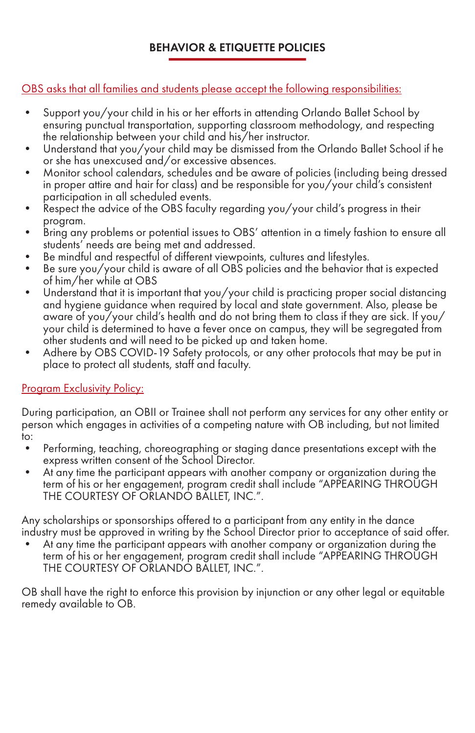## BEHAVIOR & ETIQUETTE POLICIES

OBS asks that all families and students please accept the following responsibilities:

- Support you/your child in his or her efforts in attending Orlando Ballet School by ensuring punctual transportation, supporting classroom methodology, and respecting the relationship between your child and his/her instructor.
- Understand that you/your child may be dismissed from the Orlando Ballet School if he or she has unexcused and/or excessive absences.
- Monitor school calendars, schedules and be aware of policies (including being dressed in proper attire and hair for class) and be responsible for you/your child's consistent participation in all scheduled events.
- Respect the advice of the OBS faculty regarding you/your child's progress in their program.
- Bring any problems or potential issues to OBS' attention in a timely fashion to ensure all students' needs are being met and addressed.
- Be mindful and respectful of different viewpoints, cultures and lifestyles.
- Be sure you/your child is aware of all OBS policies and the behavior that is expected of him/her while at OBS
- Understand that it is important that you/your child is practicing proper social distancing and hygiene guidance when required by local and state government. Also, please be aware of you/your child's health and do not bring them to class if they are sick. If you/your child is determined to have a fever once on campus, they will be segregated from other students and will need to be picked up and taken home.
- Adhere by OBS COVID-19 Safety protocols, or any other protocols that may be put in place to protect all students, staff and faculty.

Program Exclusivity Policy:

During participation, an OBII or Trainee shall not perform any services for any other entity or person which engages in activities of a competing nature with OB including, but not limited to:

- Performing, teaching, choreographing or staging dance presentations except with the express written consent of the School Director.
- At any time the participant appears with another company or organization during the term of his or her engagement, program credit shall include "APPEARING THROUGH THE COURTESY OF ORLANDO BALLET, INC.".

Any scholarships or sponsorships offered to a participant from any entity in the dance industry must be approved in writing by the School Director prior to acceptance of said offer.

- At any time the participant appears with another company or organization during the term of his or her engagement, program credit shall include "APPEARING THROUGH THE COURTESY OF ORLANDO BALLET, INC.".

OB shall have the right to enforce this provision by injunction or any other legal or equitable remedy available to OB.